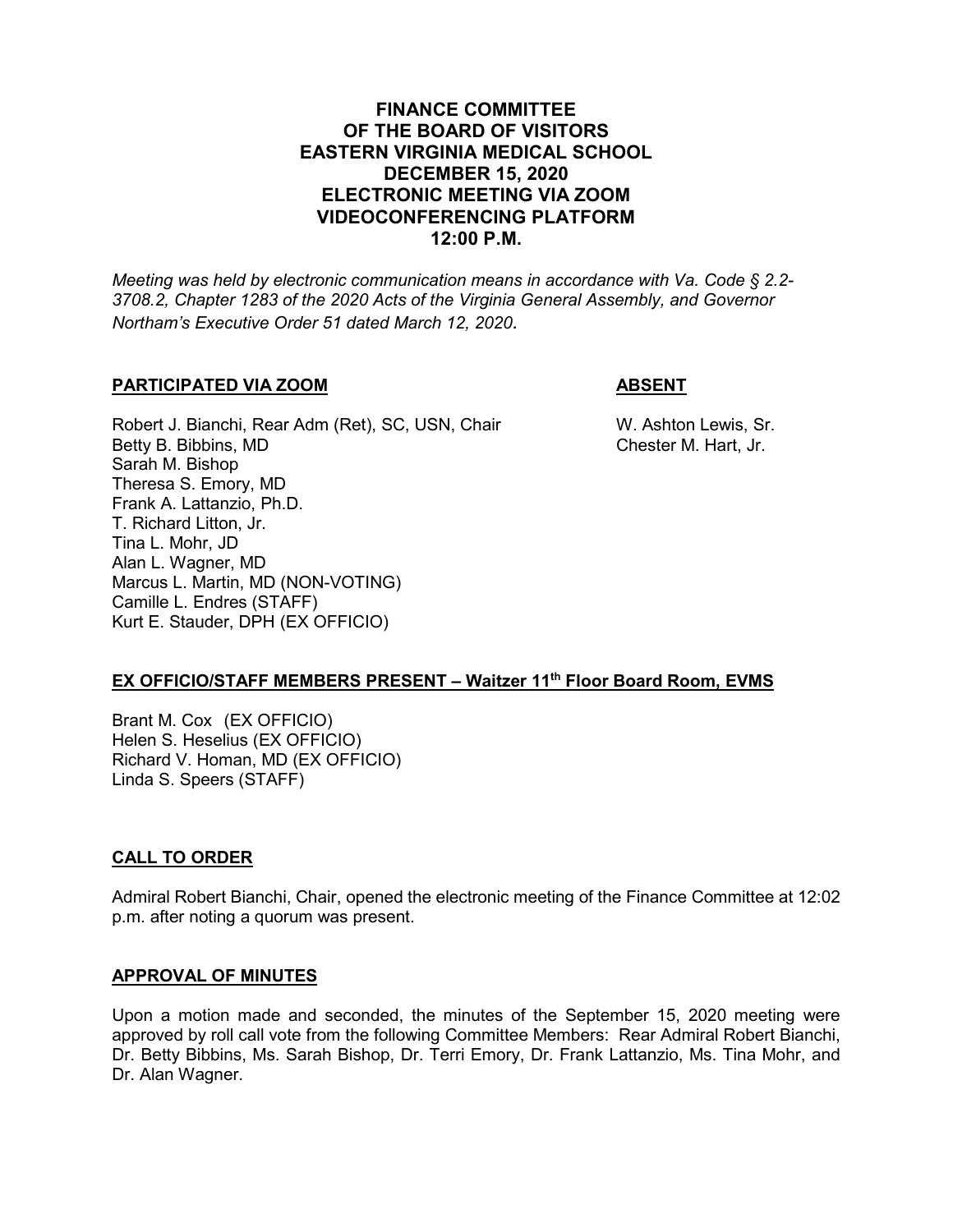# FINANCE COMMITTEE OF THE BOARD OF VISITORS EASTERN VIRGINIA MEDICAL SCHOOL DECEMBER 15, 2020 ELECTRONIC MEETING VIA ZOOM VIDEOCONFERENCING PLATFORM 12:00 P.M.

*Meeting was held by electronic communication means in accordance with Va. Code § 2.2-3708.2, Chapter 1283 of the 2020 Acts of the Virginia General Assembly, and Governor Northam's Executive Order 51 dated March 12, 2020.*

## PARTICIPATED VIA ZOOM

Robert J. Bianchi, Rear Adm (Ret), SC, USN, Chair
Betty B. Bibbins, MD
Sarah M. Bishop
Theresa S. Emory, MD
Frank A. Lattanzio, Ph.D.
T. Richard Litton, Jr.
Tina L. Mohr, JD
Alan L. Wagner, MD
Marcus L. Martin, MD (NON-VOTING)
Camille L. Endres (STAFF)
Kurt E. Stauder, DPH (EX OFFICIO)

## ABSENT

W. Ashton Lewis, Sr.
Chester M. Hart, Jr.

## EX OFFICIO/STAFF MEMBERS PRESENT – Waitzer 11th Floor Board Room, EVMS

Brant M. Cox (EX OFFICIO)
Helen S. Heselius (EX OFFICIO)
Richard V. Homan, MD (EX OFFICIO)
Linda S. Speers (STAFF)

## CALL TO ORDER

Admiral Robert Bianchi, Chair, opened the electronic meeting of the Finance Committee at 12:02 p.m. after noting a quorum was present.

## APPROVAL OF MINUTES

Upon a motion made and seconded, the minutes of the September 15, 2020 meeting were approved by roll call vote from the following Committee Members: Rear Admiral Robert Bianchi, Dr. Betty Bibbins, Ms. Sarah Bishop, Dr. Terri Emory, Dr. Frank Lattanzio, Ms. Tina Mohr, and Dr. Alan Wagner.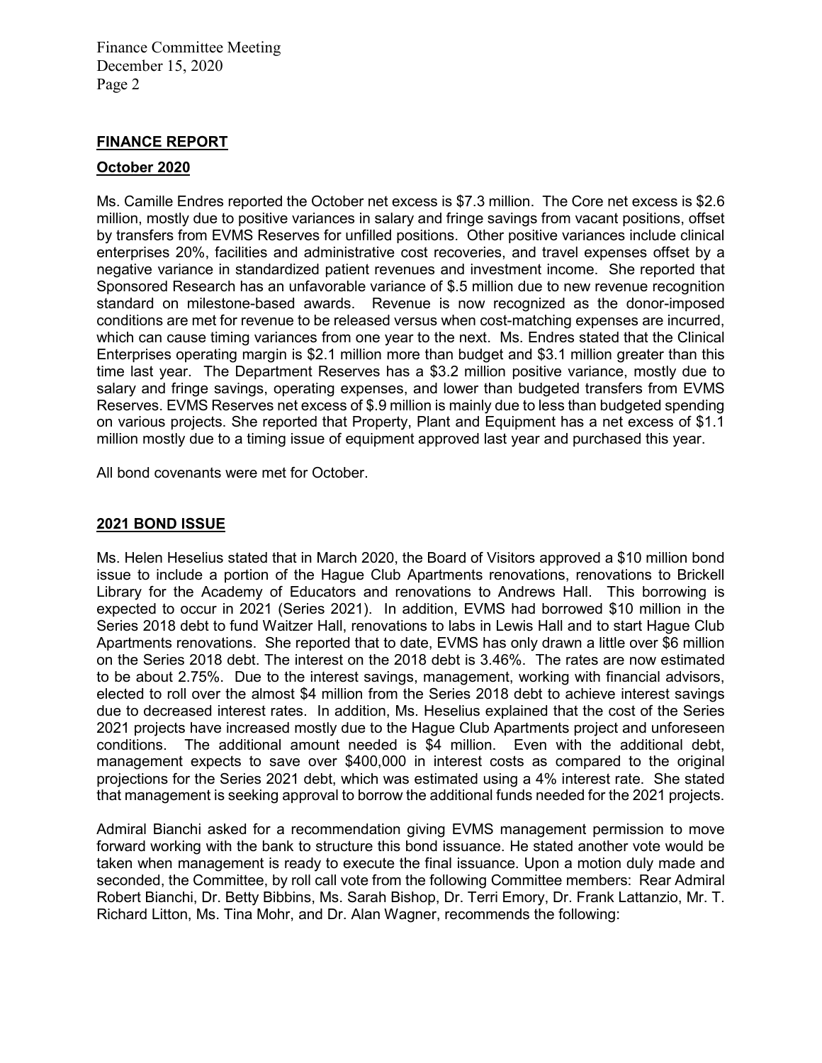## FINANCE REPORT

### October 2020

Ms. Camille Endres reported the October net excess is $7.3 million. The Core net excess is $2.6 million, mostly due to positive variances in salary and fringe savings from vacant positions, offset by transfers from EVMS Reserves for unfilled positions. Other positive variances include clinical enterprises 20%, facilities and administrative cost recoveries, and travel expenses offset by a negative variance in standardized patient revenues and investment income. She reported that Sponsored Research has an unfavorable variance of $.5 million due to new revenue recognition standard on milestone-based awards. Revenue is now recognized as the donor-imposed conditions are met for revenue to be released versus when cost-matching expenses are incurred, which can cause timing variances from one year to the next. Ms. Endres stated that the Clinical Enterprises operating margin is $2.1 million more than budget and $3.1 million greater than this time last year. The Department Reserves has a $3.2 million positive variance, mostly due to salary and fringe savings, operating expenses, and lower than budgeted transfers from EVMS Reserves. EVMS Reserves net excess of $.9 million is mainly due to less than budgeted spending on various projects. She reported that Property, Plant and Equipment has a net excess of $1.1 million mostly due to a timing issue of equipment approved last year and purchased this year.

All bond covenants were met for October.

## 2021 BOND ISSUE

Ms. Helen Heselius stated that in March 2020, the Board of Visitors approved a $10 million bond issue to include a portion of the Hague Club Apartments renovations, renovations to Brickell Library for the Academy of Educators and renovations to Andrews Hall. This borrowing is expected to occur in 2021 (Series 2021). In addition, EVMS had borrowed $10 million in the Series 2018 debt to fund Waitzer Hall, renovations to labs in Lewis Hall and to start Hague Club Apartments renovations. She reported that to date, EVMS has only drawn a little over $6 million on the Series 2018 debt. The interest on the 2018 debt is 3.46%. The rates are now estimated to be about 2.75%. Due to the interest savings, management, working with financial advisors, elected to roll over the almost $4 million from the Series 2018 debt to achieve interest savings due to decreased interest rates. In addition, Ms. Heselius explained that the cost of the Series 2021 projects have increased mostly due to the Hague Club Apartments project and unforeseen conditions. The additional amount needed is $4 million. Even with the additional debt, management expects to save over $400,000 in interest costs as compared to the original projections for the Series 2021 debt, which was estimated using a 4% interest rate. She stated that management is seeking approval to borrow the additional funds needed for the 2021 projects.

Admiral Bianchi asked for a recommendation giving EVMS management permission to move forward working with the bank to structure this bond issuance. He stated another vote would be taken when management is ready to execute the final issuance. Upon a motion duly made and seconded, the Committee, by roll call vote from the following Committee members: Rear Admiral Robert Bianchi, Dr. Betty Bibbins, Ms. Sarah Bishop, Dr. Terri Emory, Dr. Frank Lattanzio, Mr. T. Richard Litton, Ms. Tina Mohr, and Dr. Alan Wagner, recommends the following: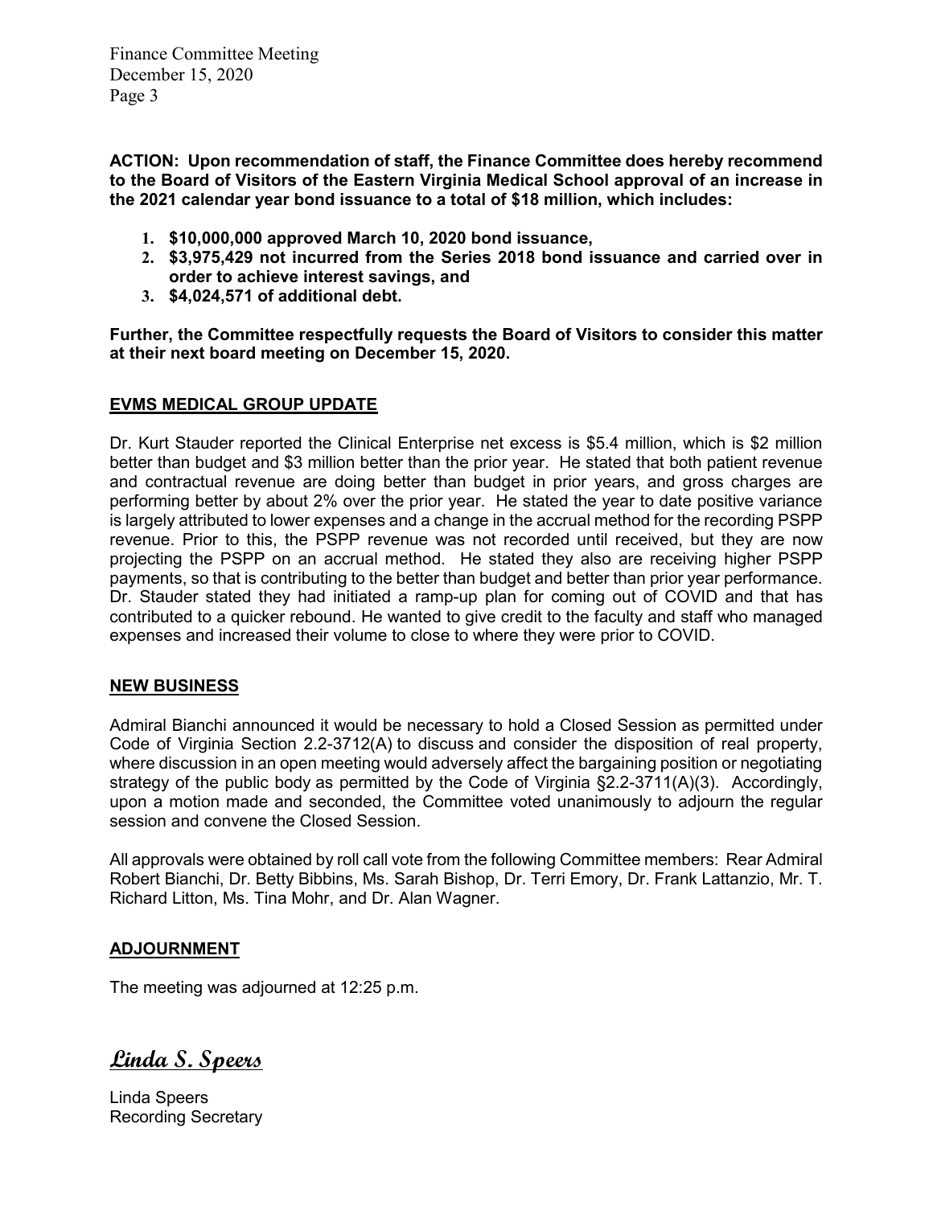**ACTION: Upon recommendation of staff, the Finance Committee does hereby recommend to the Board of Visitors of the Eastern Virginia Medical School approval of an increase in the 2021 calendar year bond issuance to a total of $18 million, which includes:**

1. **$10,000,000 approved March 10, 2020 bond issuance,**
2. **$3,975,429 not incurred from the Series 2018 bond issuance and carried over in order to achieve interest savings, and**
3. **$4,024,571 of additional debt.**

**Further, the Committee respectfully requests the Board of Visitors to consider this matter at their next board meeting on December 15, 2020.**

## EVMS MEDICAL GROUP UPDATE

Dr. Kurt Stauder reported the Clinical Enterprise net excess is $5.4 million, which is $2 million better than budget and $3 million better than the prior year. He stated that both patient revenue and contractual revenue are doing better than budget in prior years, and gross charges are performing better by about 2% over the prior year. He stated the year to date positive variance is largely attributed to lower expenses and a change in the accrual method for the recording PSPP revenue. Prior to this, the PSPP revenue was not recorded until received, but they are now projecting the PSPP on an accrual method. He stated they also are receiving higher PSPP payments, so that is contributing to the better than budget and better than prior year performance. Dr. Stauder stated they had initiated a ramp-up plan for coming out of COVID and that has contributed to a quicker rebound. He wanted to give credit to the faculty and staff who managed expenses and increased their volume to close to where they were prior to COVID.

## NEW BUSINESS

Admiral Bianchi announced it would be necessary to hold a Closed Session as permitted under Code of Virginia Section 2.2-3712(A) to discuss and consider the disposition of real property, where discussion in an open meeting would adversely affect the bargaining position or negotiating strategy of the public body as permitted by the Code of Virginia §2.2-3711(A)(3). Accordingly, upon a motion made and seconded, the Committee voted unanimously to adjourn the regular session and convene the Closed Session.

All approvals were obtained by roll call vote from the following Committee members: Rear Admiral Robert Bianchi, Dr. Betty Bibbins, Ms. Sarah Bishop, Dr. Terri Emory, Dr. Frank Lattanzio, Mr. T. Richard Litton, Ms. Tina Mohr, and Dr. Alan Wagner.

## ADJOURNMENT

The meeting was adjourned at 12:25 p.m.

*Linda S. Speers*

Linda Speers
Recording Secretary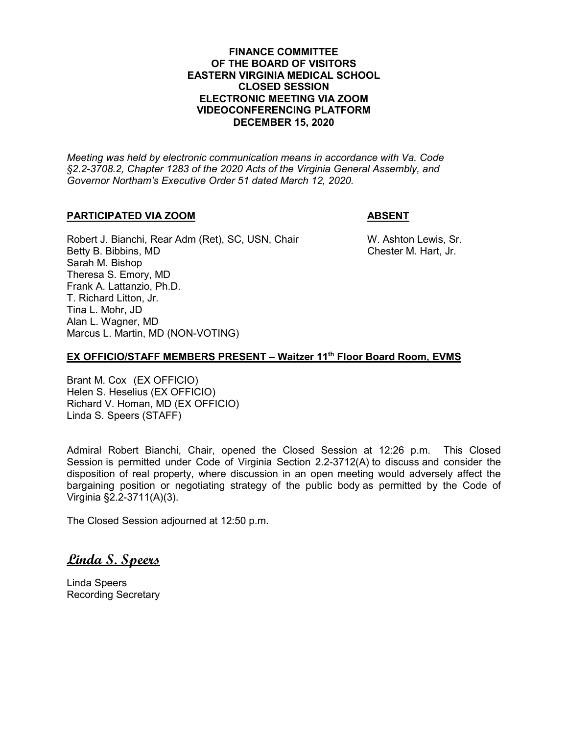**FINANCE COMMITTEE**
**OF THE BOARD OF VISITORS**
**EASTERN VIRGINIA MEDICAL SCHOOL**
**CLOSED SESSION**
**ELECTRONIC MEETING VIA ZOOM**
**VIDEOCONFERENCING PLATFORM**
**DECEMBER 15, 2020**

*Meeting was held by electronic communication means in accordance with Va. Code §2.2-3708.2, Chapter 1283 of the 2020 Acts of the Virginia General Assembly, and Governor Northam's Executive Order 51 dated March 12, 2020.*

**PARTICIPATED VIA ZOOM**

Robert J. Bianchi, Rear Adm (Ret), SC, USN, Chair
Betty B. Bibbins, MD
Sarah M. Bishop
Theresa S. Emory, MD
Frank A. Lattanzio, Ph.D.
T. Richard Litton, Jr.
Tina L. Mohr, JD
Alan L. Wagner, MD
Marcus L. Martin, MD (NON-VOTING)

**ABSENT**

W. Ashton Lewis, Sr.
Chester M. Hart, Jr.

**EX OFFICIO/STAFF MEMBERS PRESENT – Waitzer 11th Floor Board Room, EVMS**

Brant M. Cox (EX OFFICIO)
Helen S. Heselius (EX OFFICIO)
Richard V. Homan, MD (EX OFFICIO)
Linda S. Speers (STAFF)

Admiral Robert Bianchi, Chair, opened the Closed Session at 12:26 p.m. This Closed Session is permitted under Code of Virginia Section 2.2-3712(A) to discuss and consider the disposition of real property, where discussion in an open meeting would adversely affect the bargaining position or negotiating strategy of the public body as permitted by the Code of Virginia §2.2-3711(A)(3).

The Closed Session adjourned at 12:50 p.m.

*Linda S. Speers*

Linda Speers
Recording Secretary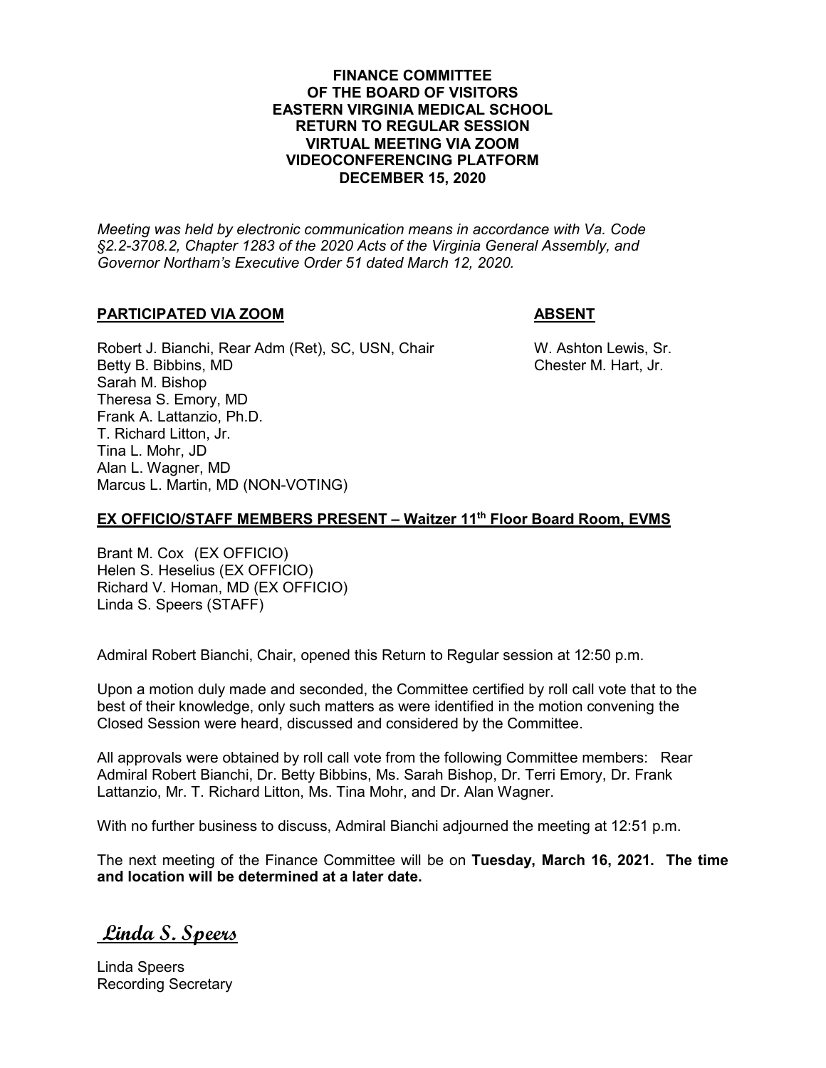**FINANCE COMMITTEE**
**OF THE BOARD OF VISITORS**
**EASTERN VIRGINIA MEDICAL SCHOOL**
**RETURN TO REGULAR SESSION**
**VIRTUAL MEETING VIA ZOOM**
**VIDEOCONFERENCING PLATFORM**
**DECEMBER 15, 2020**

*Meeting was held by electronic communication means in accordance with Va. Code §2.2-3708.2, Chapter 1283 of the 2020 Acts of the Virginia General Assembly, and Governor Northam's Executive Order 51 dated March 12, 2020.*

**PARTICIPATED VIA ZOOM**

Robert J. Bianchi, Rear Adm (Ret), SC, USN, Chair
Betty B. Bibbins, MD
Sarah M. Bishop
Theresa S. Emory, MD
Frank A. Lattanzio, Ph.D.
T. Richard Litton, Jr.
Tina L. Mohr, JD
Alan L. Wagner, MD
Marcus L. Martin, MD (NON-VOTING)

**ABSENT**

W. Ashton Lewis, Sr.
Chester M. Hart, Jr.

**EX OFFICIO/STAFF MEMBERS PRESENT – Waitzer 11th Floor Board Room, EVMS**

Brant M. Cox (EX OFFICIO)
Helen S. Heselius (EX OFFICIO)
Richard V. Homan, MD (EX OFFICIO)
Linda S. Speers (STAFF)

Admiral Robert Bianchi, Chair, opened this Return to Regular session at 12:50 p.m.

Upon a motion duly made and seconded, the Committee certified by roll call vote that to the best of their knowledge, only such matters as were identified in the motion convening the Closed Session were heard, discussed and considered by the Committee.

All approvals were obtained by roll call vote from the following Committee members: Rear Admiral Robert Bianchi, Dr. Betty Bibbins, Ms. Sarah Bishop, Dr. Terri Emory, Dr. Frank Lattanzio, Mr. T. Richard Litton, Ms. Tina Mohr, and Dr. Alan Wagner.

With no further business to discuss, Admiral Bianchi adjourned the meeting at 12:51 p.m.

The next meeting of the Finance Committee will be on **Tuesday, March 16, 2021. The time and location will be determined at a later date.**

***Linda S. Speers***

Linda Speers
Recording Secretary